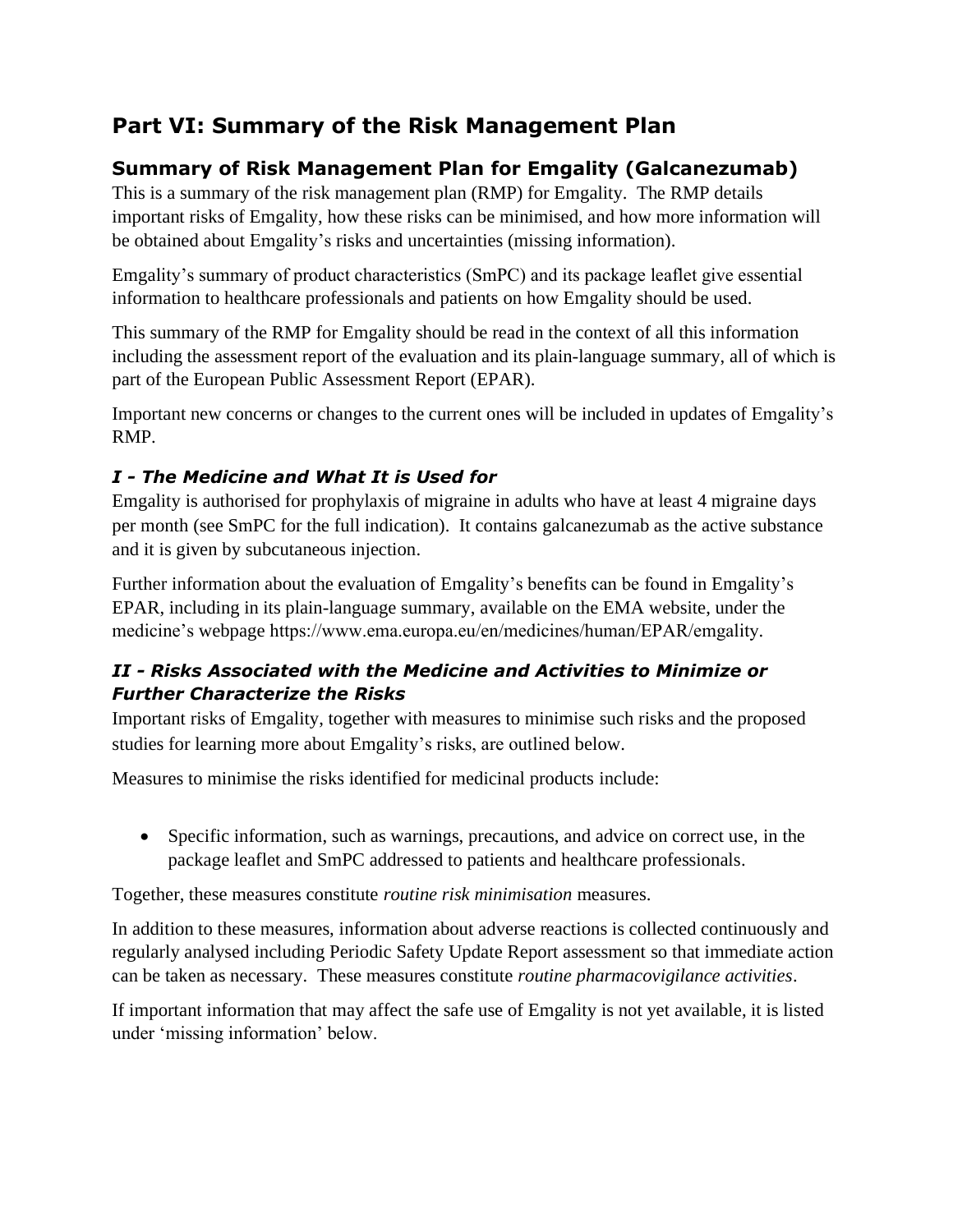# Part VI: Summary of the Risk Management Plan

## Summary of Risk Management Plan for Emgality (Galcanezumab)

This is a summary of the risk management plan (RMP) for Emgality. The RMP details important risks of Emgality, how these risks can be minimised, and how more information will be obtained about Emgality's risks and uncertainties (missing information).

Emgality's summary of product characteristics (SmPC) and its package leaflet give essential information to healthcare professionals and patients on how Emgality should be used.

This summary of the RMP for Emgality should be read in the context of all this information including the assessment report of the evaluation and its plain-language summary, all of which is part of the European Public Assessment Report (EPAR).

Important new concerns or changes to the current ones will be included in updates of Emgality's RMP.

### *I - The Medicine and What It is Used for*

Emgality is authorised for prophylaxis of migraine in adults who have at least 4 migraine days per month (see SmPC for the full indication). It contains galcanezumab as the active substance and it is given by subcutaneous injection.

Further information about the evaluation of Emgality's benefits can be found in Emgality's EPAR, including in its plain-language summary, available on the EMA website, under the medicine's webpage https://www.ema.europa.eu/en/medicines/human/EPAR/emgality.

### *II - Risks Associated with the Medicine and Activities to Minimize or Further Characterize the Risks*

Important risks of Emgality, together with measures to minimise such risks and the proposed studies for learning more about Emgality's risks, are outlined below.

Measures to minimise the risks identified for medicinal products include:

- Specific information, such as warnings, precautions, and advice on correct use, in the package leaflet and SmPC addressed to patients and healthcare professionals.

Together, these measures constitute *routine risk minimisation* measures.

In addition to these measures, information about adverse reactions is collected continuously and regularly analysed including Periodic Safety Update Report assessment so that immediate action can be taken as necessary. These measures constitute *routine pharmacovigilance activities*.

If important information that may affect the safe use of Emgality is not yet available, it is listed under 'missing information' below.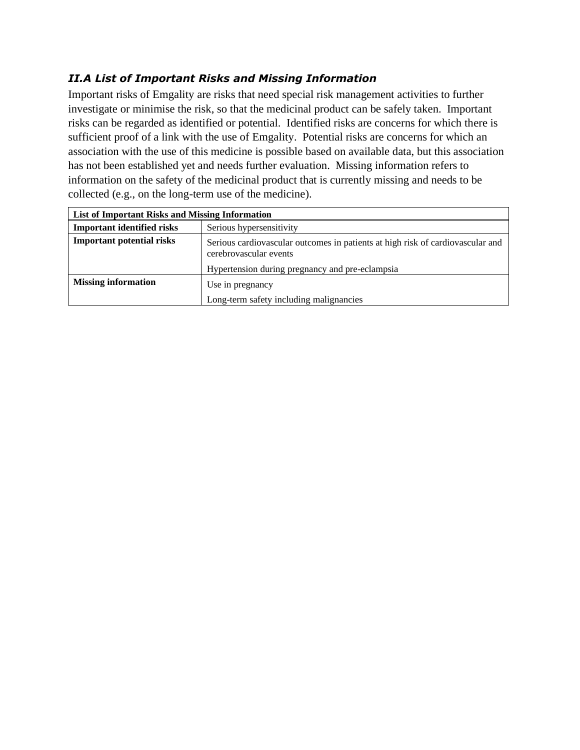### *II.A List of Important Risks and Missing Information*

Important risks of Emgality are risks that need special risk management activities to further investigate or minimise the risk, so that the medicinal product can be safely taken. Important risks can be regarded as identified or potential. Identified risks are concerns for which there is sufficient proof of a link with the use of Emgality. Potential risks are concerns for which an association with the use of this medicine is possible based on available data, but this association has not been established yet and needs further evaluation. Missing information refers to information on the safety of the medicinal product that is currently missing and needs to be collected (e.g., on the long-term use of the medicine).

| **List of Important Risks and Missing Information** | |
|---|---|
| **Important identified risks** | Serious hypersensitivity |
| **Important potential risks** | Serious cardiovascular outcomes in patients at high risk of cardiovascular and cerebrovascular events<br>Hypertension during pregnancy and pre-eclampsia |
| **Missing information** | Use in pregnancy<br>Long-term safety including malignancies |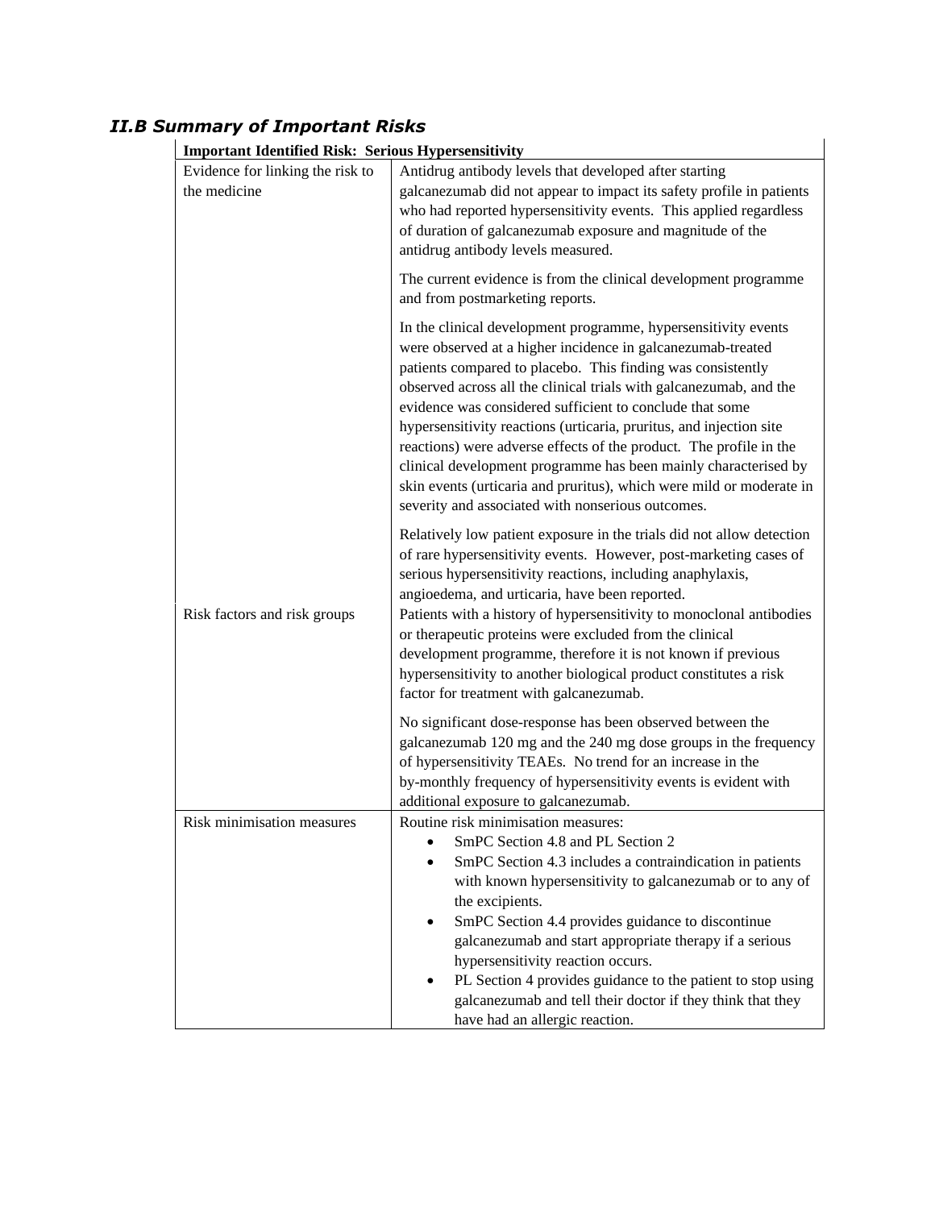### *II.B Summary of Important Risks*

| **Important Identified Risk: Serious Hypersensitivity** | |
|---|---|
| Evidence for linking the risk to the medicine | Antidrug antibody levels that developed after starting galcanezumab did not appear to impact its safety profile in patients who had reported hypersensitivity events. This applied regardless of duration of galcanezumab exposure and magnitude of the antidrug antibody levels measured.<br><br>The current evidence is from the clinical development programme and from postmarketing reports.<br><br>In the clinical development programme, hypersensitivity events were observed at a higher incidence in galcanezumab-treated patients compared to placebo. This finding was consistently observed across all the clinical trials with galcanezumab, and the evidence was considered sufficient to conclude that some hypersensitivity reactions (urticaria, pruritus, and injection site reactions) were adverse effects of the product. The profile in the clinical development programme has been mainly characterised by skin events (urticaria and pruritus), which were mild or moderate in severity and associated with nonserious outcomes.<br><br>Relatively low patient exposure in the trials did not allow detection of rare hypersensitivity events. However, post-marketing cases of serious hypersensitivity reactions, including anaphylaxis, angioedema, and urticaria, have been reported. |
| Risk factors and risk groups | Patients with a history of hypersensitivity to monoclonal antibodies or therapeutic proteins were excluded from the clinical development programme, therefore it is not known if previous hypersensitivity to another biological product constitutes a risk factor for treatment with galcanezumab.<br><br>No significant dose-response has been observed between the galcanezumab 120 mg and the 240 mg dose groups in the frequency of hypersensitivity TEAEs. No trend for an increase in the by-monthly frequency of hypersensitivity events is evident with additional exposure to galcanezumab. |
| Risk minimisation measures | Routine risk minimisation measures:<br>• SmPC Section 4.8 and PL Section 2<br>• SmPC Section 4.3 includes a contraindication in patients with known hypersensitivity to galcanezumab or to any of the excipients.<br>• SmPC Section 4.4 provides guidance to discontinue galcanezumab and start appropriate therapy if a serious hypersensitivity reaction occurs.<br>• PL Section 4 provides guidance to the patient to stop using galcanezumab and tell their doctor if they think that they have had an allergic reaction. |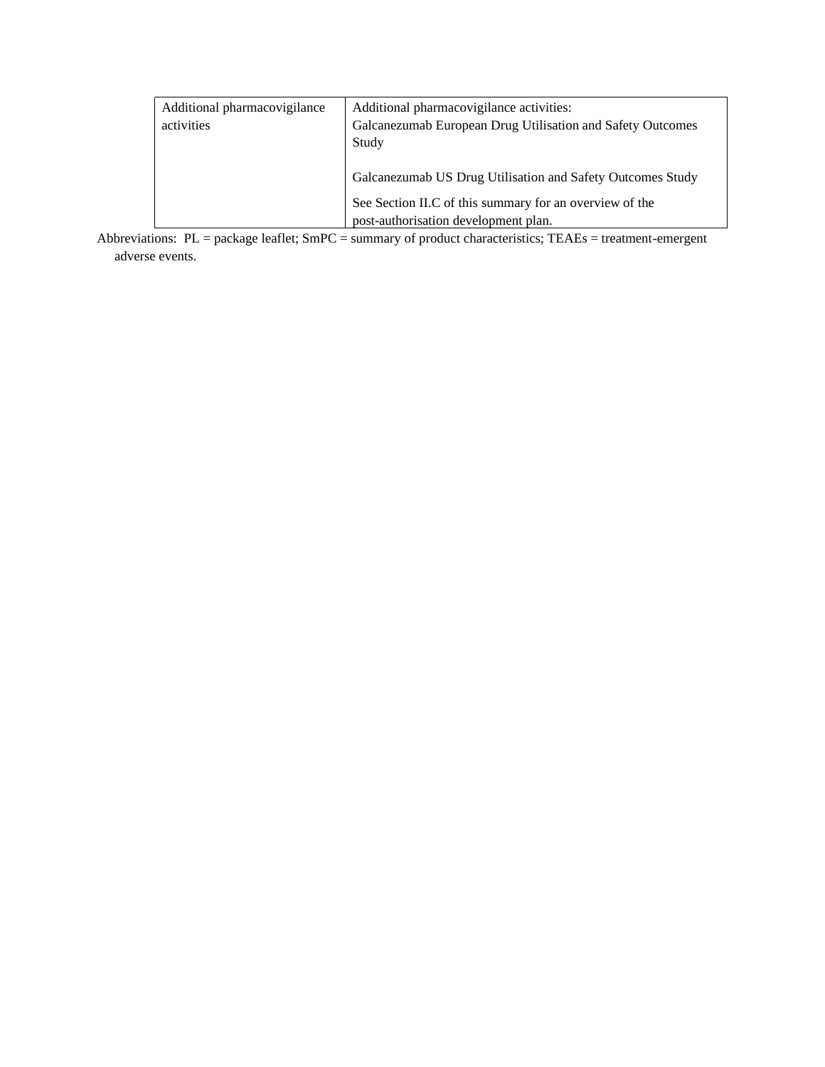| Additional pharmacovigilance activities | Additional pharmacovigilance activities:<br>Galcanezumab European Drug Utilisation and Safety Outcomes Study<br><br>Galcanezumab US Drug Utilisation and Safety Outcomes Study<br><br>See Section II.C of this summary for an overview of the post-authorisation development plan. |
|---|---|

Abbreviations: PL = package leaflet; SmPC = summary of product characteristics; TEAEs = treatment-emergent adverse events.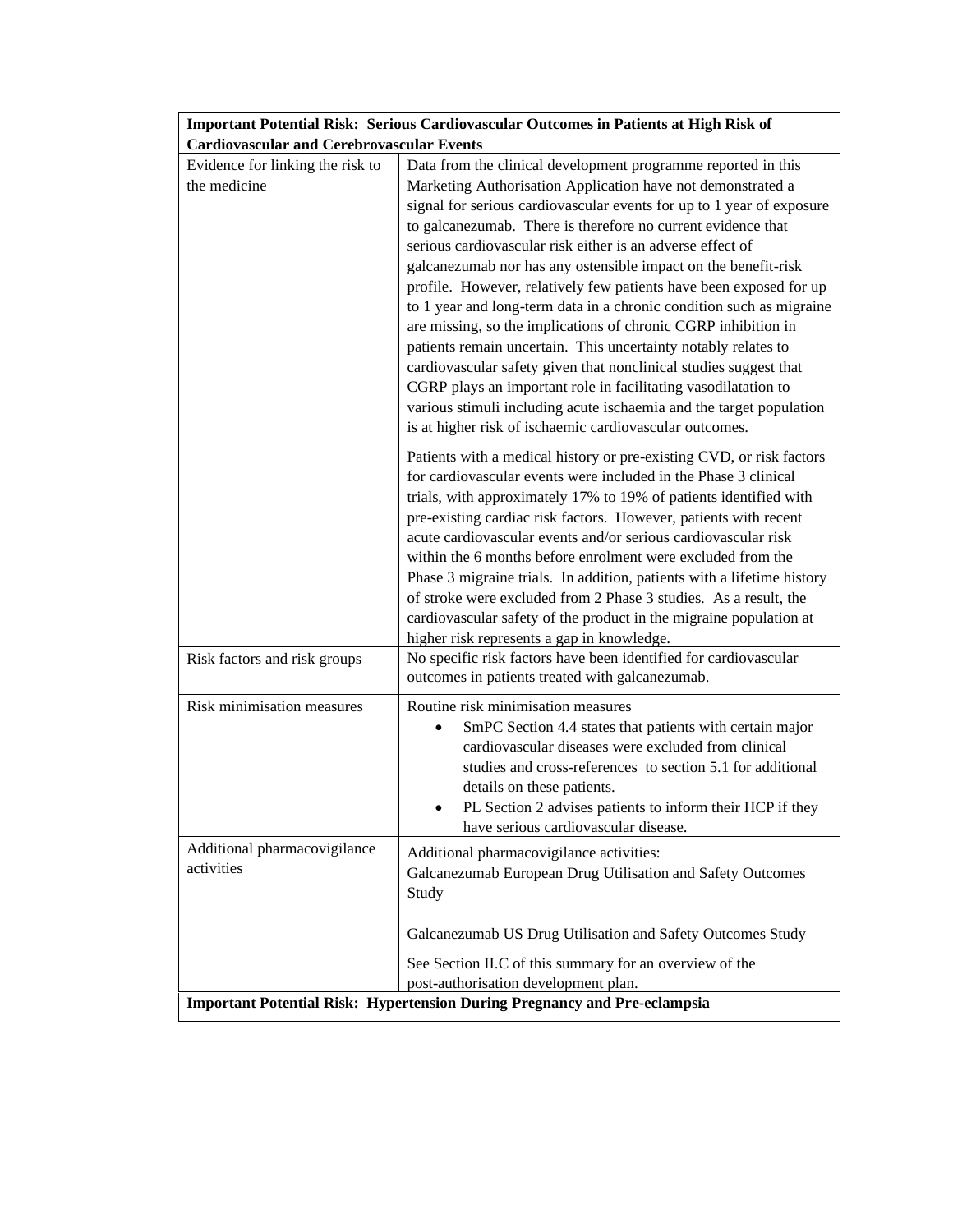| **Important Potential Risk: Serious Cardiovascular Outcomes in Patients at High Risk of Cardiovascular and Cerebrovascular Events** | |
|---|---|
| Evidence for linking the risk to the medicine | Data from the clinical development programme reported in this Marketing Authorisation Application have not demonstrated a signal for serious cardiovascular events for up to 1 year of exposure to galcanezumab. There is therefore no current evidence that serious cardiovascular risk either is an adverse effect of galcanezumab nor has any ostensible impact on the benefit-risk profile. However, relatively few patients have been exposed for up to 1 year and long-term data in a chronic condition such as migraine are missing, so the implications of chronic CGRP inhibition in patients remain uncertain. This uncertainty notably relates to cardiovascular safety given that nonclinical studies suggest that CGRP plays an important role in facilitating vasodilatation to various stimuli including acute ischaemia and the target population is at higher risk of ischaemic cardiovascular outcomes.<br><br>Patients with a medical history or pre-existing CVD, or risk factors for cardiovascular events were included in the Phase 3 clinical trials, with approximately 17% to 19% of patients identified with pre-existing cardiac risk factors. However, patients with recent acute cardiovascular events and/or serious cardiovascular risk within the 6 months before enrolment were excluded from the Phase 3 migraine trials. In addition, patients with a lifetime history of stroke were excluded from 2 Phase 3 studies. As a result, the cardiovascular safety of the product in the migraine population at higher risk represents a gap in knowledge. |
| Risk factors and risk groups | No specific risk factors have been identified for cardiovascular outcomes in patients treated with galcanezumab. |
| Risk minimisation measures | Routine risk minimisation measures<br>• SmPC Section 4.4 states that patients with certain major cardiovascular diseases were excluded from clinical studies and cross-references to section 5.1 for additional details on these patients.<br>• PL Section 2 advises patients to inform their HCP if they have serious cardiovascular disease. |
| Additional pharmacovigilance activities | Additional pharmacovigilance activities:<br>Galcanezumab European Drug Utilisation and Safety Outcomes Study<br><br>Galcanezumab US Drug Utilisation and Safety Outcomes Study<br><br>See Section II.C of this summary for an overview of the post-authorisation development plan. |
| **Important Potential Risk: Hypertension During Pregnancy and Pre-eclampsia** | |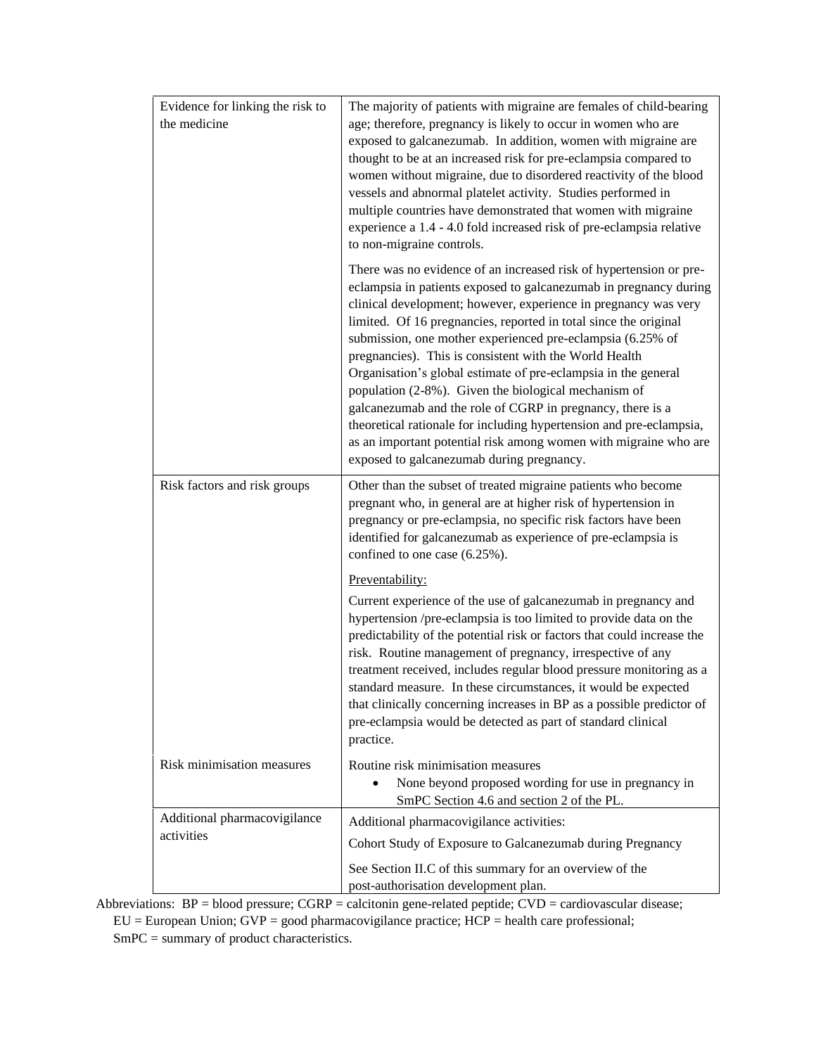| | |
|---|---|
| Evidence for linking the risk to the medicine | The majority of patients with migraine are females of child-bearing age; therefore, pregnancy is likely to occur in women who are exposed to galcanezumab. In addition, women with migraine are thought to be at an increased risk for pre-eclampsia compared to women without migraine, due to disordered reactivity of the blood vessels and abnormal platelet activity. Studies performed in multiple countries have demonstrated that women with migraine experience a 1.4 - 4.0 fold increased risk of pre-eclampsia relative to non-migraine controls.<br><br>There was no evidence of an increased risk of hypertension or pre-eclampsia in patients exposed to galcanezumab in pregnancy during clinical development; however, experience in pregnancy was very limited. Of 16 pregnancies, reported in total since the original submission, one mother experienced pre-eclampsia (6.25% of pregnancies). This is consistent with the World Health Organisation's global estimate of pre-eclampsia in the general population (2-8%). Given the biological mechanism of galcanezumab and the role of CGRP in pregnancy, there is a theoretical rationale for including hypertension and pre-eclampsia, as an important potential risk among women with migraine who are exposed to galcanezumab during pregnancy. |
| Risk factors and risk groups | Other than the subset of treated migraine patients who become pregnant who, in general are at higher risk of hypertension in pregnancy or pre-eclampsia, no specific risk factors have been identified for galcanezumab as experience of pre-eclampsia is confined to one case (6.25%).<br><br>Preventability:<br><br>Current experience of the use of galcanezumab in pregnancy and hypertension /pre-eclampsia is too limited to provide data on the predictability of the potential risk or factors that could increase the risk. Routine management of pregnancy, irrespective of any treatment received, includes regular blood pressure monitoring as a standard measure. In these circumstances, it would be expected that clinically concerning increases in BP as a possible predictor of pre-eclampsia would be detected as part of standard clinical practice. |
| Risk minimisation measures | Routine risk minimisation measures<br>• None beyond proposed wording for use in pregnancy in SmPC Section 4.6 and section 2 of the PL. |
| Additional pharmacovigilance activities | Additional pharmacovigilance activities:<br><br>Cohort Study of Exposure to Galcanezumab during Pregnancy<br><br>See Section II.C of this summary for an overview of the post-authorisation development plan. |

Abbreviations: BP = blood pressure; CGRP = calcitonin gene-related peptide; CVD = cardiovascular disease; EU = European Union; GVP = good pharmacovigilance practice; HCP = health care professional; SmPC = summary of product characteristics.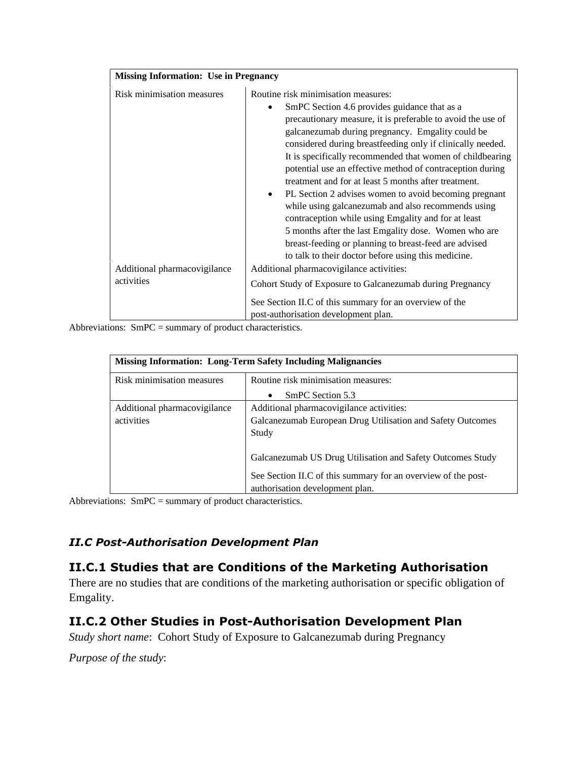| Missing Information: Use in Pregnancy | |
|---|---|
| Risk minimisation measures | Routine risk minimisation measures:<br>• SmPC Section 4.6 provides guidance that as a precautionary measure, it is preferable to avoid the use of galcanezumab during pregnancy. Emgality could be considered during breastfeeding only if clinically needed. It is specifically recommended that women of childbearing potential use an effective method of contraception during treatment and for at least 5 months after treatment.<br>• PL Section 2 advises women to avoid becoming pregnant while using galcanezumab and also recommends using contraception while using Emgality and for at least 5 months after the last Emgality dose. Women who are breast-feeding or planning to breast-feed are advised to talk to their doctor before using this medicine. |
| Additional pharmacovigilance activities | Additional pharmacovigilance activities:<br>Cohort Study of Exposure to Galcanezumab during Pregnancy<br>See Section II.C of this summary for an overview of the post-authorisation development plan. |

Abbreviations: SmPC = summary of product characteristics.

| Missing Information: Long-Term Safety Including Malignancies | |
|---|---|
| Risk minimisation measures | Routine risk minimisation measures:<br>• SmPC Section 5.3 |
| Additional pharmacovigilance activities | Additional pharmacovigilance activities:<br>Galcanezumab European Drug Utilisation and Safety Outcomes Study<br><br>Galcanezumab US Drug Utilisation and Safety Outcomes Study<br>See Section II.C of this summary for an overview of the post-authorisation development plan. |

Abbreviations: SmPC = summary of product characteristics.

## *II.C Post-Authorisation Development Plan*

### II.C.1 Studies that are Conditions of the Marketing Authorisation

There are no studies that are conditions of the marketing authorisation or specific obligation of Emgality.

### II.C.2 Other Studies in Post-Authorisation Development Plan

*Study short name*: Cohort Study of Exposure to Galcanezumab during Pregnancy

*Purpose of the study*: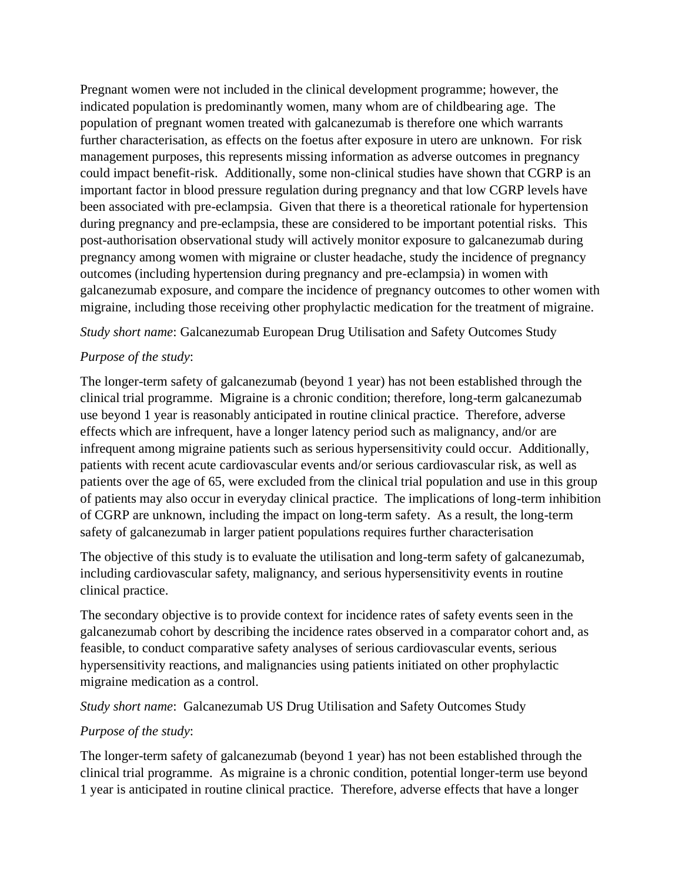Pregnant women were not included in the clinical development programme; however, the indicated population is predominantly women, many whom are of childbearing age. The population of pregnant women treated with galcanezumab is therefore one which warrants further characterisation, as effects on the foetus after exposure in utero are unknown. For risk management purposes, this represents missing information as adverse outcomes in pregnancy could impact benefit-risk. Additionally, some non-clinical studies have shown that CGRP is an important factor in blood pressure regulation during pregnancy and that low CGRP levels have been associated with pre-eclampsia. Given that there is a theoretical rationale for hypertension during pregnancy and pre-eclampsia, these are considered to be important potential risks. This post-authorisation observational study will actively monitor exposure to galcanezumab during pregnancy among women with migraine or cluster headache, study the incidence of pregnancy outcomes (including hypertension during pregnancy and pre-eclampsia) in women with galcanezumab exposure, and compare the incidence of pregnancy outcomes to other women with migraine, including those receiving other prophylactic medication for the treatment of migraine.

*Study short name*: Galcanezumab European Drug Utilisation and Safety Outcomes Study

*Purpose of the study*:

The longer-term safety of galcanezumab (beyond 1 year) has not been established through the clinical trial programme. Migraine is a chronic condition; therefore, long-term galcanezumab use beyond 1 year is reasonably anticipated in routine clinical practice. Therefore, adverse effects which are infrequent, have a longer latency period such as malignancy, and/or are infrequent among migraine patients such as serious hypersensitivity could occur. Additionally, patients with recent acute cardiovascular events and/or serious cardiovascular risk, as well as patients over the age of 65, were excluded from the clinical trial population and use in this group of patients may also occur in everyday clinical practice. The implications of long-term inhibition of CGRP are unknown, including the impact on long-term safety. As a result, the long-term safety of galcanezumab in larger patient populations requires further characterisation

The objective of this study is to evaluate the utilisation and long-term safety of galcanezumab, including cardiovascular safety, malignancy, and serious hypersensitivity events in routine clinical practice.

The secondary objective is to provide context for incidence rates of safety events seen in the galcanezumab cohort by describing the incidence rates observed in a comparator cohort and, as feasible, to conduct comparative safety analyses of serious cardiovascular events, serious hypersensitivity reactions, and malignancies using patients initiated on other prophylactic migraine medication as a control.

*Study short name*: Galcanezumab US Drug Utilisation and Safety Outcomes Study

*Purpose of the study*:

The longer-term safety of galcanezumab (beyond 1 year) has not been established through the clinical trial programme. As migraine is a chronic condition, potential longer-term use beyond 1 year is anticipated in routine clinical practice. Therefore, adverse effects that have a longer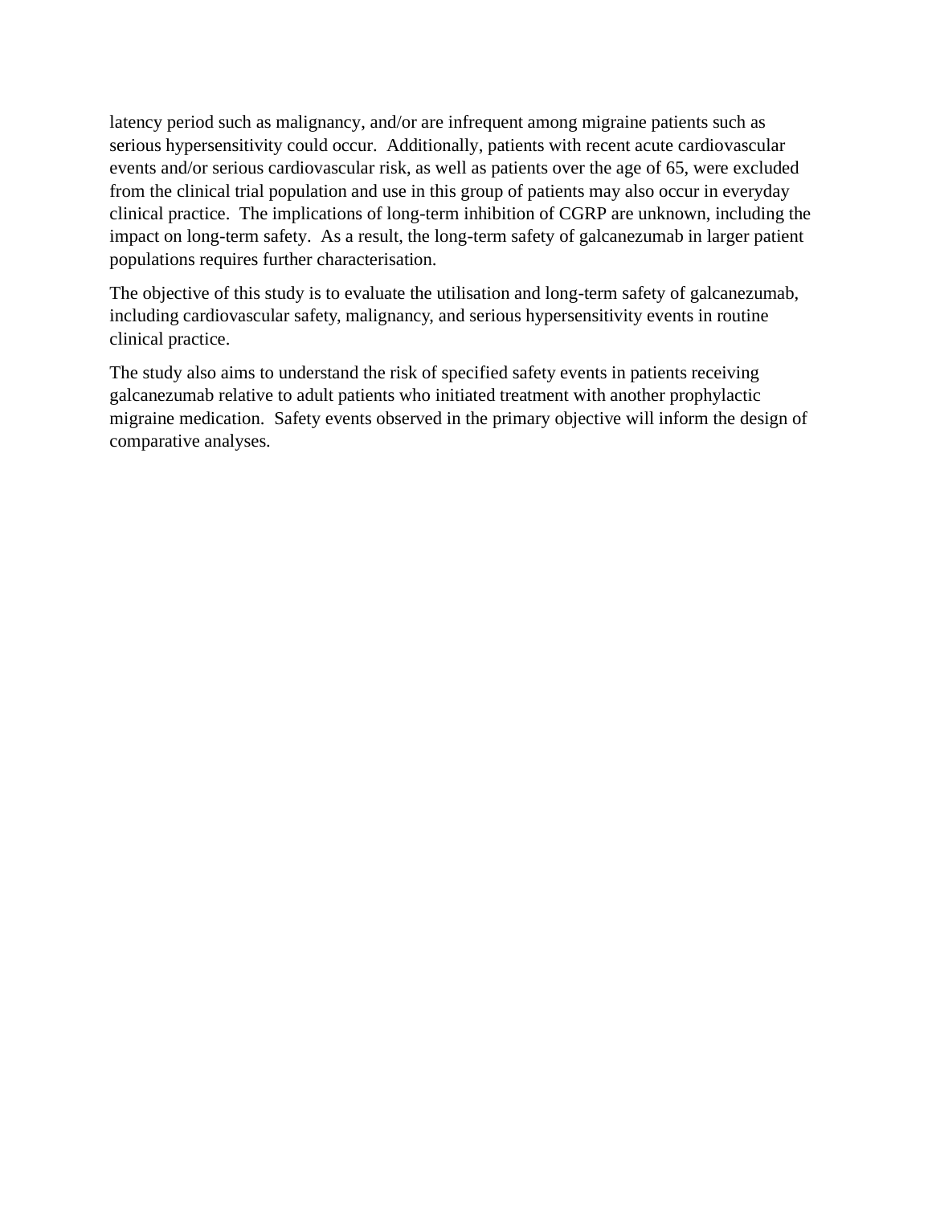latency period such as malignancy, and/or are infrequent among migraine patients such as serious hypersensitivity could occur. Additionally, patients with recent acute cardiovascular events and/or serious cardiovascular risk, as well as patients over the age of 65, were excluded from the clinical trial population and use in this group of patients may also occur in everyday clinical practice. The implications of long-term inhibition of CGRP are unknown, including the impact on long-term safety. As a result, the long-term safety of galcanezumab in larger patient populations requires further characterisation.

The objective of this study is to evaluate the utilisation and long-term safety of galcanezumab, including cardiovascular safety, malignancy, and serious hypersensitivity events in routine clinical practice.

The study also aims to understand the risk of specified safety events in patients receiving galcanezumab relative to adult patients who initiated treatment with another prophylactic migraine medication. Safety events observed in the primary objective will inform the design of comparative analyses.